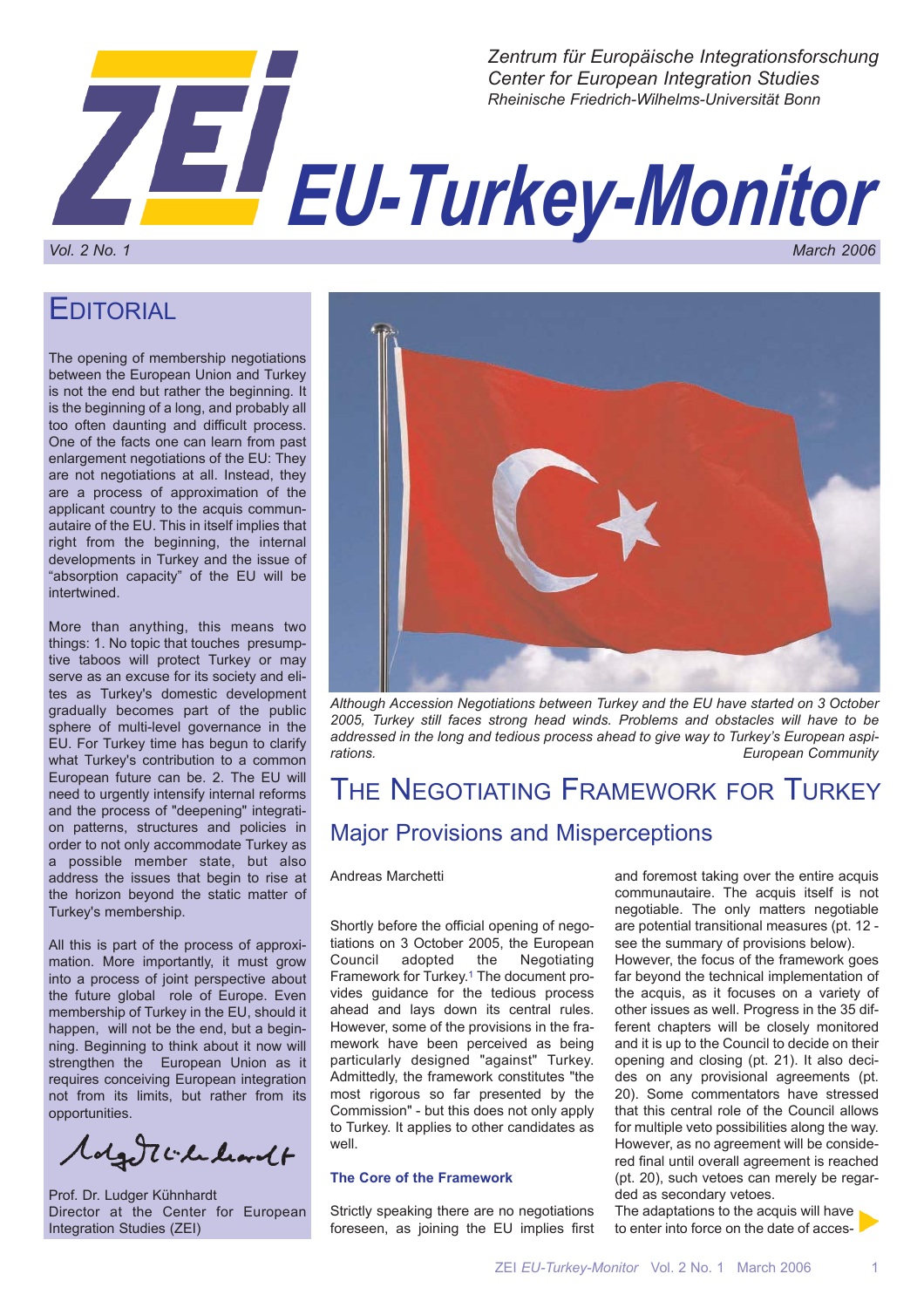Zentrum für Europäische Integrationsforschung
Center for European Integration Studies
Rheinische Friedrich-Wilhelms-Universität Bonn

# EU-Turkey-Monitor

Vol. 2 No. 1 March 2006

## Editorial

The opening of membership negotiations between the European Union and Turkey is not the end but rather the beginning. It is the beginning of a long, and probably all too often daunting and difficult process. One of the facts one can learn from past enlargement negotiations of the EU: They are not negotiations at all. Instead, they are a process of approximation of the applicant country to the acquis communautaire of the EU. This in itself implies that right from the beginning, the internal developments in Turkey and the issue of "absorption capacity" of the EU will be intertwined.

More than anything, this means two things: 1. No topic that touches presumptive taboos will protect Turkey or may serve as an excuse for its society and elites as Turkey's domestic development gradually becomes part of the public sphere of multi-level governance in the EU. For Turkey time has begun to clarify what Turkey's contribution to a common European future can be. 2. The EU will need to urgently intensify internal reforms and the process of "deepening" integration patterns, structures and policies in order to not only accommodate Turkey as a possible member state, but also address the issues that begin to rise at the horizon beyond the static matter of Turkey's membership.

All this is part of the process of approximation. More importantly, it must grow into a process of joint perspective about the future global role of Europe. Even membership of Turkey in the EU, should it happen, will not be the end, but a beginning. Beginning to think about it now will strengthen the European Union as it requires conceiving European integration not from its limits, but rather from its opportunities.

Prof. Dr. Ludger Kühnhardt
Director at the Center for European Integration Studies (ZEI)

*Although Accession Negotiations between Turkey and the EU have started on 3 October 2005, Turkey still faces strong head winds. Problems and obstacles will have to be addressed in the long and tedious process ahead to give way to Turkey's European aspirations.* European Community

## The Negotiating Framework for Turkey

### Major Provisions and Misperceptions

Andreas Marchetti

Shortly before the official opening of negotiations on 3 October 2005, the European Council adopted the Negotiating Framework for Turkey.[1] The document provides guidance for the tedious process ahead and lays down its central rules. However, some of the provisions in the framework have been perceived as being particularly designed "against" Turkey. Admittedly, the framework constitutes "the most rigorous so far presented by the Commission" - but this does not only apply to Turkey. It applies to other candidates as well.

**The Core of the Framework**

Strictly speaking there are no negotiations foreseen, as joining the EU implies first and foremost taking over the entire acquis communautaire. The acquis itself is not negotiable. The only matters negotiable are potential transitional measures (pt. 12 - see the summary of provisions below). However, the focus of the framework goes far beyond the technical implementation of the acquis, as it focuses on a variety of other issues as well. Progress in the 35 different chapters will be closely monitored and it is up to the Council to decide on their opening and closing (pt. 21). It also decides on any provisional agreements (pt. 20). Some commentators have stressed that this central role of the Council allows for multiple veto possibilities along the way. However, as no agreement will be considered final until overall agreement is reached (pt. 20), such vetoes can merely be regarded as secondary vetoes.

The adaptations to the acquis will have to enter into force on the date of acces-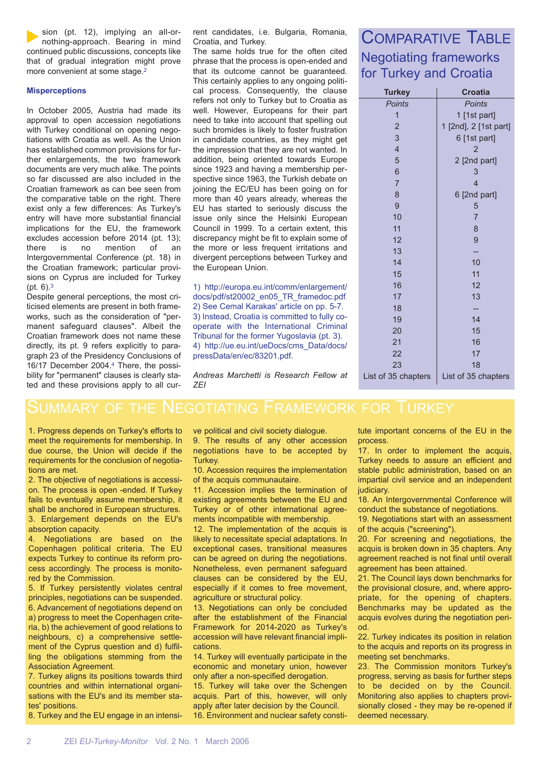sion (pt. 12), implying an all-or-nothing-approach. Bearing in mind continued public discussions, concepts like that of gradual integration might prove more convenient at some stage.[2]

**Misperceptions**

In October 2005, Austria had made its approval to open accession negotiations with Turkey conditional on opening negotiations with Croatia as well. As the Union has established common provisions for further enlargements, the two framework documents are very much alike. The points so far discussed are also included in the Croatian framework as can bee seen from the comparative table on the right. There exist only a few differences: As Turkey's entry will have more substantial financial implications for the EU, the framework excludes accession before 2014 (pt. 13); there is no mention of an Intergovernmental Conference (pt. 18) in the Croatian framework; particular provisions on Cyprus are included for Turkey (pt. 6).[3]

Despite general perceptions, the most criticised elements are present in both frameworks, such as the consideration of "permanent safeguard clauses". Albeit the Croatian framework does not name these directly, its pt. 9 refers explicitly to paragraph 23 of the Presidency Conclusions of 16/17 December 2004.[4] There, the possibility for "permanent" clauses is clearly stated and these provisions apply to all current candidates, i.e. Bulgaria, Romania, Croatia, and Turkey.

The same holds true for the often cited phrase that the process is open-ended and that its outcome cannot be guaranteed. This certainly applies to any ongoing political process. Consequently, the clause refers not only to Turkey but to Croatia as well. However, Europeans for their part need to take into account that spelling out such bromides is likely to foster frustration in candidate countries, as they might get the impression that they are not wanted. In addition, being oriented towards Europe since 1923 and having a membership perspective since 1963, the Turkish debate on joining the EC/EU has been going on for more than 40 years already, whereas the EU has started to seriously discuss the issue only since the Helsinki European Council in 1999. To a certain extent, this discrepancy might be fit to explain some of the more or less frequent irritations and divergent perceptions between Turkey and the European Union.

1) http://europa.eu.int/comm/enlargement/docs/pdf/st20002_en05_TR_framedoc.pdf.
2) See Cemal Karakas' article on pp. 5-7.
3) Instead, Croatia is committed to fully cooperate with the International Criminal Tribunal for the former Yugoslavia (pt. 3).
4) http://ue.eu.int/ueDocs/cms_Data/docs/pressData/en/ec/83201.pdf.

*Andreas Marchetti is Research Fellow at ZEI*

## Comparative Table

### Negotiating frameworks for Turkey and Croatia

| Turkey | Croatia |
|---|---|
| *Points* | *Points* |
| 1 | 1 [1st part] |
| 2 | 1 [2nd], 2 [1st part] |
| 3 | 6 [1st part] |
| 4 | 2 |
| 5 | 2 [2nd part] |
| 6 | 3 |
| 7 | 4 |
| 8 | 6 [2nd part] |
| 9 | 5 |
| 10 | 7 |
| 11 | 8 |
| 12 | 9 |
| 13 | -- |
| 14 | 10 |
| 15 | 11 |
| 16 | 12 |
| 17 | 13 |
| 18 | -- |
| 19 | 14 |
| 20 | 15 |
| 21 | 16 |
| 22 | 17 |
| 23 | 18 |
| List of 35 chapters | List of 35 chapters |

## Summary of the Negotiating Framework for Turkey

1. Progress depends on Turkey's efforts to meet the requirements for membership. In due course, the Union will decide if the requirements for the conclusion of negotiations are met.
2. The objective of negotiations is accession. The process is open -ended. If Turkey fails to eventually assume membership, it shall be anchored in European structures.
3. Enlargement depends on the EU's absorption capacity.
4. Negotiations are based on the Copenhagen political criteria. The EU expects Turkey to continue its reform process accordingly. The process is monitored by the Commission.
5. If Turkey persistently violates central principles, negotiations can be suspended.
6. Advancement of negotiations depend on a) progress to meet the Copenhagen criteria, b) the achievement of good relations to neighbours, c) a comprehensive settlement of the Cyprus question and d) fulfilling the obligations stemming from the Association Agreement.
7. Turkey aligns its positions towards third countries and within international organisations with the EU's and its member states' positions.
8. Turkey and the EU engage in an intensive political and civil society dialogue.
9. The results of any other accession negotiations have to be accepted by Turkey.
10. Accession requires the implementation of the acquis communautaire.
11. Accession implies the termination of existing agreements between the EU and Turkey or of other international agreements incompatible with membership.
12. The implementation of the acquis is likely to necessitate special adaptations. In exceptional cases, transitional measures can be agreed on during the negotiations. Nonetheless, even permanent safeguard clauses can be considered by the EU, especially if it comes to free movement, agriculture or structural policy.
13. Negotiations can only be concluded after the establishment of the Financial Framework for 2014-2020 as Turkey's accession will have relevant financial implications.
14. Turkey will eventually participate in the economic and monetary union, however only after a non-specified derogation.
15. Turkey will take over the Schengen acquis. Part of this, however, will only apply after later decision by the Council.
16. Environment and nuclear safety constitute important concerns of the EU in the process.
17. In order to implement the acquis, Turkey needs to assure an efficient and stable public administration, based on an impartial civil service and an independent judiciary.
18. An Intergovernmental Conference will conduct the substance of negotiations.
19. Negotiations start with an assessment of the acquis ("screening").
20. For screening and negotiations, the acquis is broken down in 35 chapters. Any agreement reached is not final until overall agreement has been attained.
21. The Council lays down benchmarks for the provisional closure, and, where appropriate, for the opening of chapters. Benchmarks may be updated as the acquis evolves during the negotiation period.
22. Turkey indicates its position in relation to the acquis and reports on its progress in meeting set benchmarks.
23. The Commission monitors Turkey's progress, serving as basis for further steps to be decided on by the Council. Monitoring also applies to chapters provisionally closed - they may be re-opened if deemed necessary.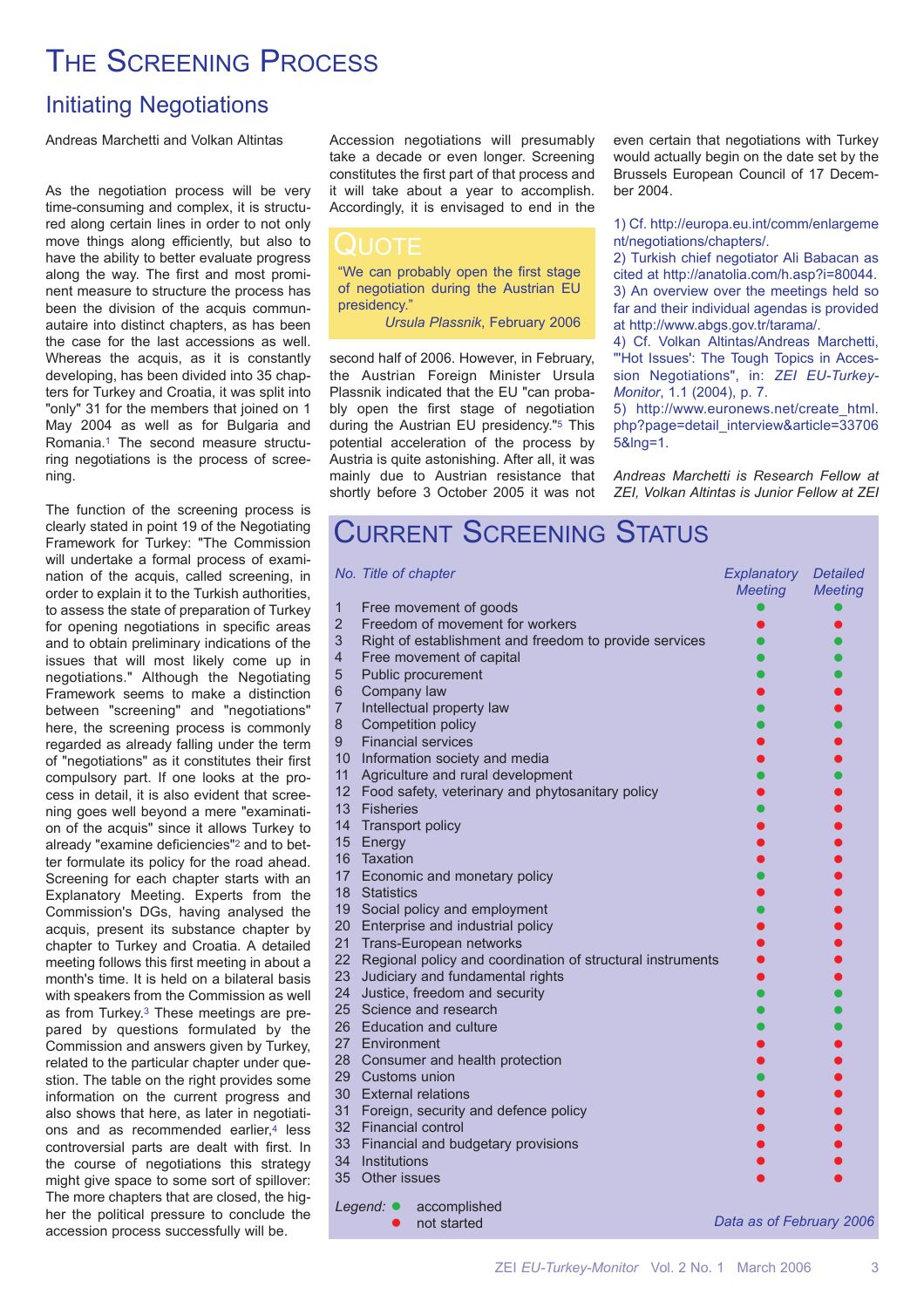# The Screening Process

## Initiating Negotiations

Andreas Marchetti and Volkan Altintas

As the negotiation process will be very time-consuming and complex, it is structured along certain lines in order to not only move things along efficiently, but also to have the ability to better evaluate progress along the way. The first and most prominent measure to structure the process has been the division of the acquis communautaire into distinct chapters, as has been the case for the last accessions as well. Whereas the acquis, as it is constantly developing, has been divided into 35 chapters for Turkey and Croatia, it was split into "only" 31 for the members that joined on 1 May 2004 as well as for Bulgaria and Romania.[1] The second measure structuring negotiations is the process of screening.

The function of the screening process is clearly stated in point 19 of the Negotiating Framework for Turkey: "The Commission will undertake a formal process of examination of the acquis, called screening, in order to explain it to the Turkish authorities, to assess the state of preparation of Turkey for opening negotiations in specific areas and to obtain preliminary indications of the issues that will most likely come up in negotiations." Although the Negotiating Framework seems to make a distinction between "screening" and "negotiations" here, the screening process is commonly regarded as already falling under the term of "negotiations" as it constitutes their first compulsory part. If one looks at the process in detail, it is also evident that screening goes well beyond a mere "examination of the acquis" since it allows Turkey to already "examine deficiencies"[2] and to better formulate its policy for the road ahead. Screening for each chapter starts with an Explanatory Meeting. Experts from the Commission's DGs, having analysed the acquis, present its substance chapter by chapter to Turkey and Croatia. A detailed meeting follows this first meeting in about a month's time. It is held on a bilateral basis with speakers from the Commission as well as from Turkey.[3] These meetings are prepared by questions formulated by the Commission and answers given by Turkey, related to the particular chapter under question. The table on the right provides some information on the current progress and also shows that here, as later in negotiations and as recommended earlier,[4] less controversial parts are dealt with first. In the course of negotiations this strategy might give space to some sort of spillover: The more chapters that are closed, the higher the political pressure to conclude the accession process successfully will be.

Accession negotiations will presumably take a decade or even longer. Screening constitutes the first part of that process and it will take about a year to accomplish. Accordingly, it is envisaged to end in the second half of 2006. However, in February, the Austrian Foreign Minister Ursula Plassnik indicated that the EU "can probably open the first stage of negotiation during the Austrian EU presidency."[5] This potential acceleration of the process by Austria is quite astonishing. After all, it was mainly due to Austrian resistance that shortly before 3 October 2005 it was not even certain that negotiations with Turkey would actually begin on the date set by the Brussels European Council of 17 December 2004.

> **Quote**
>
> "We can probably open the first stage of negotiation during the Austrian EU presidency."
>
> *Ursula Plassnik*, February 2006

1) Cf. http://europa.eu.int/comm/enlargement/negotiations/chapters/.
2) Turkish chief negotiator Ali Babacan as cited at http://anatolia.com/h.asp?i=80044.
3) An overview over the meetings held so far and their individual agendas is provided at http://www.abgs.gov.tr/tarama/.
4) Cf. Volkan Altintas/Andreas Marchetti, "'Hot Issues': The Tough Topics in Accession Negotiations", in: *ZEI EU-Turkey-Monitor*, 1.1 (2004), p. 7.
5) http://www.euronews.net/create_html.php?page=detail_interview&article=337065&lng=1.

*Andreas Marchetti is Research Fellow at ZEI, Volkan Altintas is Junior Fellow at ZEI*

# Current Screening Status

| *No.* | *Title of chapter* | *Explanatory Meeting* | *Detailed Meeting* |
|---|---|---|---|
| 1 | Free movement of goods | ● accomplished | ● accomplished |
| 2 | Freedom of movement for workers | ● not started | ● not started |
| 3 | Right of establishment and freedom to provide services | ● accomplished | ● accomplished |
| 4 | Free movement of capital | ● accomplished | ● accomplished |
| 5 | Public procurement | ● accomplished | ● accomplished |
| 6 | Company law | ● not started | ● not started |
| 7 | Intellectual property law | ● accomplished | ● not started |
| 8 | Competition policy | ● accomplished | ● accomplished |
| 9 | Financial services | ● not started | ● not started |
| 10 | Information society and media | ● not started | ● not started |
| 11 | Agriculture and rural development | ● accomplished | ● accomplished |
| 12 | Food safety, veterinary and phytosanitary policy | ● not started | ● not started |
| 13 | Fisheries | ● accomplished | ● not started |
| 14 | Transport policy | ● not started | ● not started |
| 15 | Energy | ● not started | ● not started |
| 16 | Taxation | ● not started | ● not started |
| 17 | Economic and monetary policy | ● accomplished | ● not started |
| 18 | Statistics | ● not started | ● not started |
| 19 | Social policy and employment | ● accomplished | ● not started |
| 20 | Enterprise and industrial policy | ● not started | ● not started |
| 21 | Trans-European networks | ● not started | ● not started |
| 22 | Regional policy and coordination of structural instruments | ● not started | ● not started |
| 23 | Judiciary and fundamental rights | ● not started | ● not started |
| 24 | Justice, freedom and security | ● accomplished | ● accomplished |
| 25 | Science and research | ● accomplished | ● accomplished |
| 26 | Education and culture | ● accomplished | ● accomplished |
| 27 | Environment | ● not started | ● not started |
| 28 | Consumer and health protection | ● not started | ● not started |
| 29 | Customs union | ● accomplished | ● not started |
| 30 | External relations | ● not started | ● not started |
| 31 | Foreign, security and defence policy | ● not started | ● not started |
| 32 | Financial control | ● not started | ● not started |
| 33 | Financial and budgetary provisions | ● not started | ● not started |
| 34 | Institutions | ● not started | ● not started |
| 35 | Other issues | ● not started | |

*Legend:* ● (green) accomplished; ● (red) not started

*Data as of February 2006*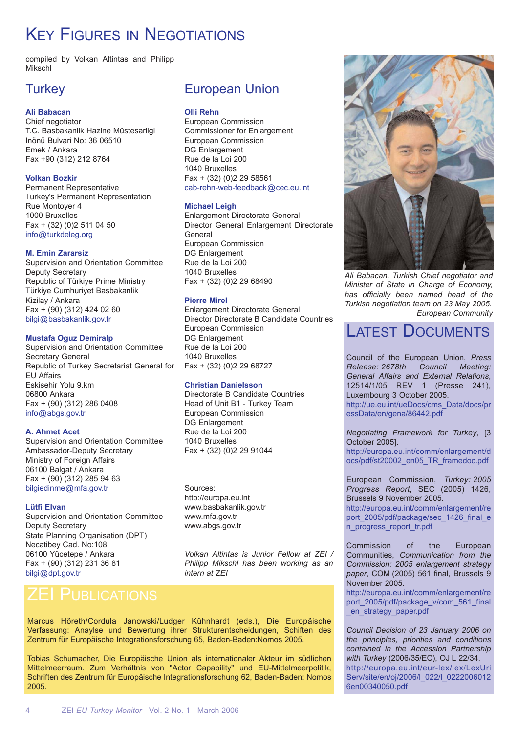# Key Figures in Negotiations

compiled by Volkan Altintas and Philipp Mikschl

## Turkey

**Ali Babacan**
Chief negotiator
T.C. Basbakanlik Hazine Müstesarligi
Inönü Bulvari No: 36 06510
Emek / Ankara
Fax +90 (312) 212 8764

**Volkan Bozkir**
Permanent Representative
Turkey's Permanent Representation
Rue Montoyer 4
1000 Bruxelles
Fax + (32) (0)2 511 04 50
info@turkdeleg.org

**M. Emin Zararsiz**
Supervision and Orientation Committee
Deputy Secretary
Republic of Türkiye Prime Ministry
Türkiye Cumhuriyet Basbakanlik
Kizilay / Ankara
Fax + (90) (312) 424 02 60
bilgi@basbakanlik.gov.tr

**Mustafa Oguz Demiralp**
Supervision and Orientation Committee
Secretary General
Republic of Turkey Secretariat General for EU Affairs
Eskisehir Yolu 9.km
06800 Ankara
Fax + (90) (312) 286 0408
info@abgs.gov.tr

**A. Ahmet Acet**
Supervision and Orientation Committee
Ambassador-Deputy Secretary
Ministry of Foreign Affairs
06100 Balgat / Ankara
Fax + (90) (312) 285 94 63
bilgiedinme@mfa.gov.tr

**Lütfi Elvan**
Supervision and Orientation Committee
Deputy Secretary
State Planning Organisation (DPT)
Necatibey Cad. No:108
06100 Yücetepe / Ankara
Fax + (90) (312) 231 36 81
bilgi@dpt.gov.tr

## European Union

**Olli Rehn**
European Commission
Commissioner for Enlargement
European Commission
DG Enlargement
Rue de la Loi 200
1040 Bruxelles
Fax + (32) (0)2 29 58561
cab-rehn-web-feedback@cec.eu.int

**Michael Leigh**
Enlargement Directorate General
Director General Enlargement Directorate General
European Commission
DG Enlargement
Rue de la Loi 200
1040 Bruxelles
Fax + (32) (0)2 29 68490

**Pierre Mirel**
Enlargement Directorate General
Director Directorate B Candidate Countries
European Commission
DG Enlargement
Rue de la Loi 200
1040 Bruxelles
Fax + (32) (0)2 29 68727

**Christian Danielsson**
Directorate B Candidate Countries
Head of Unit B1 - Turkey Team
European Commission
DG Enlargement
Rue de la Loi 200
1040 Bruxelles
Fax + (32) (0)2 29 91044

Sources:
http://europa.eu.int
www.basbakanlik.gov.tr
www.mfa.gov.tr
www.abgs.gov.tr

*Volkan Altintas is Junior Fellow at ZEI / Philipp Mikschl has been working as an intern at ZEI*

*Ali Babacan, Turkish Chief negotiator and Minister of State in Charge of Economy, has officially been named head of the Turkish negotiation team on 23 May 2005.*
*European Community*

## ZEI Publications

Marcus Höreth/Cordula Janowski/Ludger Kühnhardt (eds.), Die Europäische Verfassung: Anaylse und Bewertung ihrer Strukturentscheidungen, Schiften des Zentrum für Europäische Integrationsforschung 65, Baden-Baden:Nomos 2005.

Tobias Schumacher, Die Europäische Union als internationaler Akteur im südlichen Mittelmeerraum. Zum Verhältnis von "Actor Capability" und EU-Mittelmeerpolitik, Schriften des Zentrum für Europäische Integrationsforschung 62, Baden-Baden: Nomos 2005.

## Latest Documents

Council of the European Union, *Press Release: 2678th Council Meeting: General Affairs and External Relations*, 12514/1/05 REV 1 (Presse 241), Luxembourg 3 October 2005.
http://ue.eu.int/ueDocs/cms_Data/docs/pressData/en/gena/86442.pdf

*Negotiating Framework for Turkey*, [3 October 2005].
http://europa.eu.int/comm/enlargement/docs/pdf/st20002_en05_TR_framedoc.pdf

European Commission, *Turkey: 2005 Progress Report*, SEC (2005) 1426, Brussels 9 November 2005.
http://europa.eu.int/comm/enlargement/report_2005/pdf/package/sec_1426_final_en_progress_report_tr.pdf

Commission of the European Communities, *Communication from the Commission: 2005 enlargement strategy paper*, COM (2005) 561 final, Brussels 9 November 2005.
http://europa.eu.int/comm/enlargement/report_2005/pdf/package_v/com_561_final_en_strategy_paper.pdf

*Council Decision of 23 January 2006 on the principles, priorities and conditions contained in the Accession Partnership with Turkey* (2006/35/EC), OJ L 22/34.
http://europa.eu.int/eur-lex/lex/LexUriServ/site/en/oj/2006/l_022/l_02220060126en00340050.pdf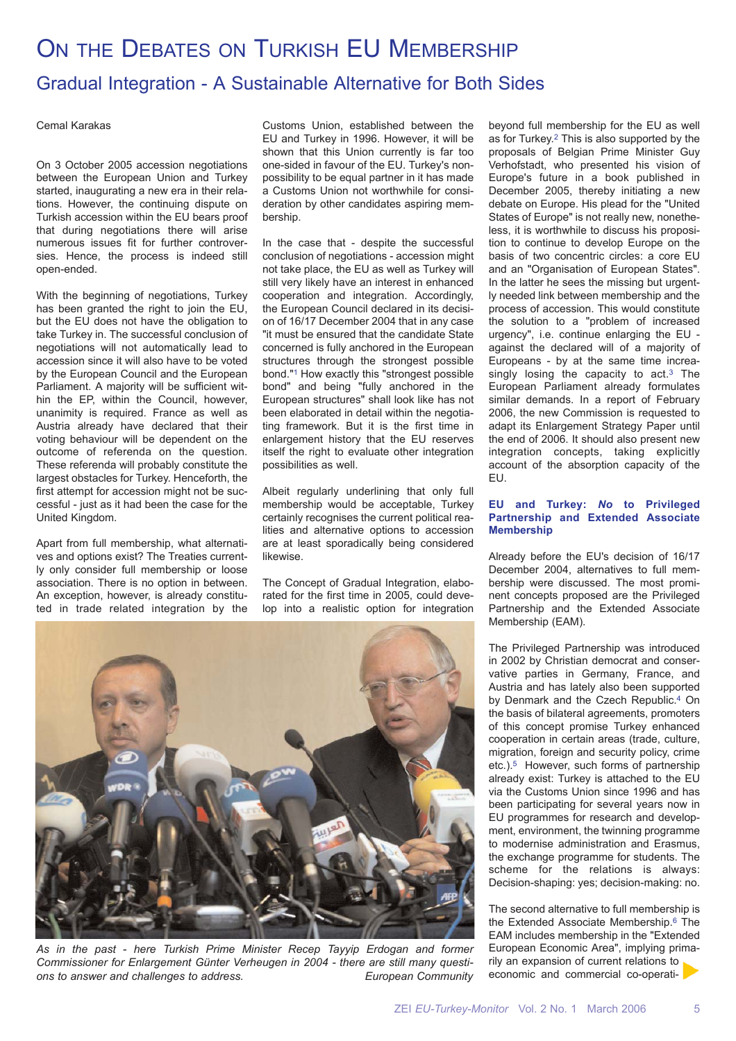# On the Debates on Turkish EU Membership

## Gradual Integration - A Sustainable Alternative for Both Sides

Cemal Karakas

On 3 October 2005 accession negotiations between the European Union and Turkey started, inaugurating a new era in their relations. However, the continuing dispute on Turkish accession within the EU bears proof that during negotiations there will arise numerous issues fit for further controversies. Hence, the process is indeed still open-ended.

With the beginning of negotiations, Turkey has been granted the right to join the EU, but the EU does not have the obligation to take Turkey in. The successful conclusion of negotiations will not automatically lead to accession since it will also have to be voted by the European Council and the European Parliament. A majority will be sufficient within the EP, within the Council, however, unanimity is required. France as well as Austria already have declared that their voting behaviour will be dependent on the outcome of referenda on the question. These referenda will probably constitute the largest obstacles for Turkey. Henceforth, the first attempt for accession might not be successful - just as it had been the case for the United Kingdom.

Apart from full membership, what alternatives and options exist? The Treaties currently only consider full membership or loose association. There is no option in between. An exception, however, is already constituted in trade related integration by the Customs Union, established between the EU and Turkey in 1996. However, it will be shown that this Union currently is far too one-sided in favour of the EU. Turkey's non-possibility to be equal partner in it has made a Customs Union not worthwhile for consideration by other candidates aspiring membership.

In the case that - despite the successful conclusion of negotiations - accession might not take place, the EU as well as Turkey will still very likely have an interest in enhanced cooperation and integration. Accordingly, the European Council declared in its decision of 16/17 December 2004 that in any case "it must be ensured that the candidate State concerned is fully anchored in the European structures through the strongest possible bond."[1] How exactly this "strongest possible bond" and being "fully anchored in the European structures" shall look like has not been elaborated in detail within the negotiating framework. But it is the first time in enlargement history that the EU reserves itself the right to evaluate other integration possibilities as well.

Albeit regularly underlining that only full membership would be acceptable, Turkey certainly recognises the current political realities and alternative options to accession are at least sporadically being considered likewise.

The Concept of Gradual Integration, elaborated for the first time in 2005, could develop into a realistic option for integration beyond full membership for the EU as well as for Turkey.[2] This is also supported by the proposals of Belgian Prime Minister Guy Verhofstadt, who presented his vision of Europe's future in a book published in December 2005, thereby initiating a new debate on Europe. His plead for the "United States of Europe" is not really new, nonetheless, it is worthwhile to discuss his proposition to continue to develop Europe on the basis of two concentric circles: a core EU and an "Organisation of European States". In the latter he sees the missing but urgently needed link between membership and the process of accession. This would constitute the solution to a "problem of increased urgency", i.e. continue enlarging the EU - against the declared will of a majority of Europeans - by at the same time increasingly losing the capacity to act.[3] The European Parliament already formulates similar demands. In a report of February 2006, the new Commission is requested to adapt its Enlargement Strategy Paper until the end of 2006. It should also present new integration concepts, taking explicitly account of the absorption capacity of the EU.

*As in the past - here Turkish Prime Minister Recep Tayyip Erdogan and former Commissioner for Enlargement Günter Verheugen in 2004 - there are still many questions to answer and challenges to address.* *European Community*

### EU and Turkey: *No* to Privileged Partnership and Extended Associate Membership

Already before the EU's decision of 16/17 December 2004, alternatives to full membership were discussed. The most prominent concepts proposed are the Privileged Partnership and the Extended Associate Membership (EAM).

The Privileged Partnership was introduced in 2002 by Christian democrat and conservative parties in Germany, France, and Austria and has lately also been supported by Denmark and the Czech Republic.[4] On the basis of bilateral agreements, promoters of this concept promise Turkey enhanced cooperation in certain areas (trade, culture, migration, foreign and security policy, crime etc.).[5] However, such forms of partnership already exist: Turkey is attached to the EU via the Customs Union since 1996 and has been participating for several years now in EU programmes for research and development, environment, the twinning programme to modernise administration and Erasmus, the exchange programme for students. The scheme for the relations is always: Decision-shaping: yes; decision-making: no.

The second alternative to full membership is the Extended Associate Membership.[6] The EAM includes membership in the "Extended European Economic Area", implying primarily an expansion of current relations to economic and commercial co-operati-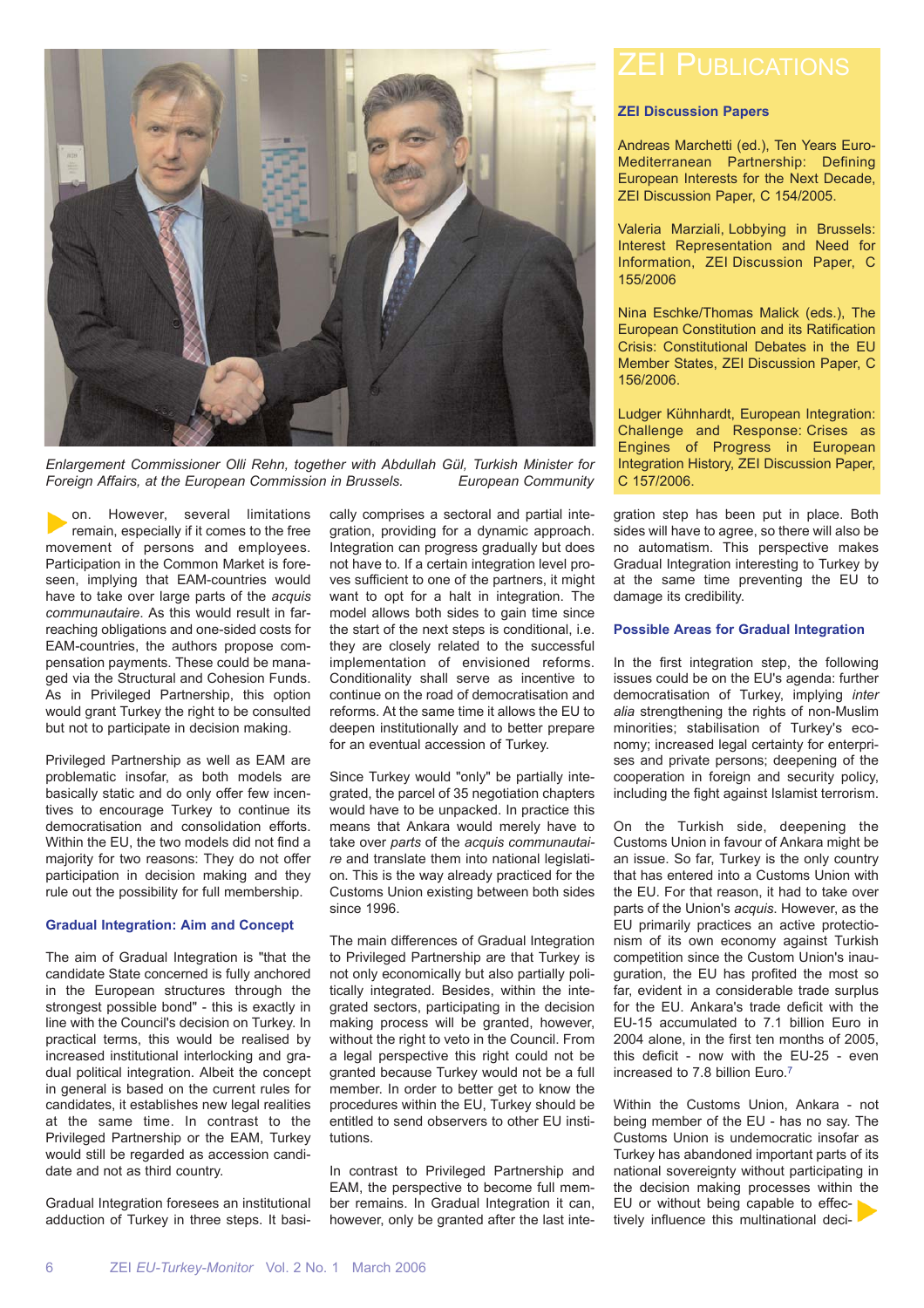Enlargement Commissioner Olli Rehn, together with Abdullah Gül, Turkish Minister for Foreign Affairs, at the European Commission in Brussels. European Community

on. However, several limitations remain, especially if it comes to the free movement of persons and employees. Participation in the Common Market is foreseen, implying that EAM-countries would have to take over large parts of the *acquis communautaire*. As this would result in far-reaching obligations and one-sided costs for EAM-countries, the authors propose compensation payments. These could be managed via the Structural and Cohesion Funds. As in Privileged Partnership, this option would grant Turkey the right to be consulted but not to participate in decision making.

Privileged Partnership as well as EAM are problematic insofar, as both models are basically static and do only offer few incentives to encourage Turkey to continue its democratisation and consolidation efforts. Within the EU, the two models did not find a majority for two reasons: They do not offer participation in decision making and they rule out the possibility for full membership.

### Gradual Integration: Aim and Concept

The aim of Gradual Integration is "that the candidate State concerned is fully anchored in the European structures through the strongest possible bond" - this is exactly in line with the Council's decision on Turkey. In practical terms, this would be realised by increased institutional interlocking and gradual political integration. Albeit the concept in general is based on the current rules for candidates, it establishes new legal realities at the same time. In contrast to the Privileged Partnership or the EAM, Turkey would still be regarded as accession candidate and not as third country.

Gradual Integration foresees an institutional adduction of Turkey in three steps. It basically comprises a sectoral and partial integration, providing for a dynamic approach. Integration can progress gradually but does not have to. If a certain integration level proves sufficient to one of the partners, it might want to opt for a halt in integration. The model allows both sides to gain time since the start of the next steps is conditional, i.e. they are closely related to the successful implementation of envisioned reforms. Conditionality shall serve as incentive to continue on the road of democratisation and reforms. At the same time it allows the EU to deepen institutionally and to better prepare for an eventual accession of Turkey.

Since Turkey would "only" be partially integrated, the parcel of 35 negotiation chapters would have to be unpacked. In practice this means that Ankara would merely have to take over *parts* of the *acquis communautaire* and translate them into national legislation. This is the way already practiced for the Customs Union existing between both sides since 1996.

The main differences of Gradual Integration to Privileged Partnership are that Turkey is not only economically but also partially politically integrated. Besides, within the integrated sectors, participating in the decision making process will be granted, however, without the right to veto in the Council. From a legal perspective this right could not be granted because Turkey would not be a full member. In order to better get to know the procedures within the EU, Turkey should be entitled to send observers to other EU institutions.

In contrast to Privileged Partnership and EAM, the perspective to become full member remains. In Gradual Integration it can, however, only be granted after the last integration step has been put in place. Both sides will have to agree, so there will also be no automatism. This perspective makes Gradual Integration interesting to Turkey by at the same time preventing the EU to damage its credibility.

### Possible Areas for Gradual Integration

In the first integration step, the following issues could be on the EU's agenda: further democratisation of Turkey, implying *inter alia* strengthening the rights of non-Muslim minorities; stabilisation of Turkey's economy; increased legal certainty for enterprises and private persons; deepening of the cooperation in foreign and security policy, including the fight against Islamist terrorism.

On the Turkish side, deepening the Customs Union in favour of Ankara might be an issue. So far, Turkey is the only country that has entered into a Customs Union with the EU. For that reason, it had to take over parts of the Union's *acquis*. However, as the EU primarily practices an active protectionism of its own economy against Turkish competition since the Custom Union's inauguration, the EU has profited the most so far, evident in a considerable trade surplus for the EU. Ankara's trade deficit with the EU-15 accumulated to 7.1 billion Euro in 2004 alone, in the first ten months of 2005, this deficit - now with the EU-25 - even increased to 7.8 billion Euro.[7]

Within the Customs Union, Ankara - not being member of the EU - has no say. The Customs Union is undemocratic insofar as Turkey has abandoned important parts of its national sovereignty without participating in the decision making processes within the EU or without being capable to effectively influence this multinational deci-

## ZEI Publications

### ZEI Discussion Papers

Andreas Marchetti (ed.), Ten Years Euro-Mediterranean Partnership: Defining European Interests for the Next Decade, ZEI Discussion Paper, C 154/2005.

Valeria Marziali, Lobbying in Brussels: Interest Representation and Need for Information, ZEI Discussion Paper, C 155/2006

Nina Eschke/Thomas Malick (eds.), The European Constitution and its Ratification Crisis: Constitutional Debates in the EU Member States, ZEI Discussion Paper, C 156/2006.

Ludger Kühnhardt, European Integration: Challenge and Response: Crises as Engines of Progress in European Integration History, ZEI Discussion Paper, C 157/2006.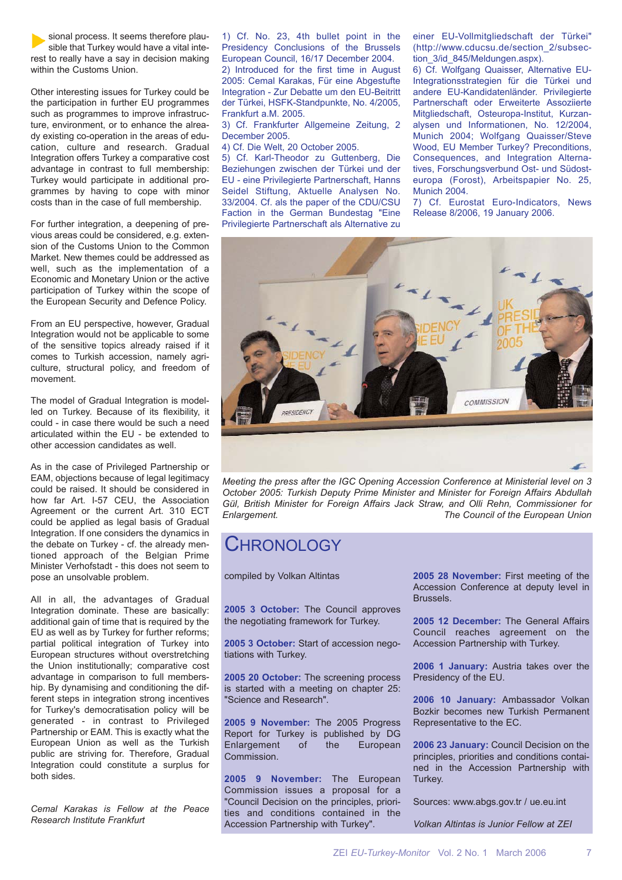sional process. It seems therefore plausible that Turkey would have a vital interest to really have a say in decision making within the Customs Union.

Other interesting issues for Turkey could be the participation in further EU programmes such as programmes to improve infrastructure, environment, or to enhance the already existing co-operation in the areas of education, culture and research. Gradual Integration offers Turkey a comparative cost advantage in contrast to full membership: Turkey would participate in additional programmes by having to cope with minor costs than in the case of full membership.

For further integration, a deepening of previous areas could be considered, e.g. extension of the Customs Union to the Common Market. New themes could be addressed as well, such as the implementation of a Economic and Monetary Union or the active participation of Turkey within the scope of the European Security and Defence Policy.

From an EU perspective, however, Gradual Integration would not be applicable to some of the sensitive topics already raised if it comes to Turkish accession, namely agriculture, structural policy, and freedom of movement.

The model of Gradual Integration is modelled on Turkey. Because of its flexibility, it could - in case there would be such a need articulated within the EU - be extended to other accession candidates as well.

As in the case of Privileged Partnership or EAM, objections because of legal legitimacy could be raised. It should be considered in how far Art. I-57 CEU, the Association Agreement or the current Art. 310 ECT could be applied as legal basis of Gradual Integration. If one considers the dynamics in the debate on Turkey - cf. the already mentioned approach of the Belgian Prime Minister Verhofstadt - this does not seem to pose an unsolvable problem.

All in all, the advantages of Gradual Integration dominate. These are basically: additional gain of time that is required by the EU as well as by Turkey for further reforms; partial political integration of Turkey into European structures without overstretching the Union institutionally; comparative cost advantage in comparison to full membership. By dynamising and conditioning the different steps in integration strong incentives for Turkey's democratisation policy will be generated - in contrast to Privileged Partnership or EAM. This is exactly what the European Union as well as the Turkish public are striving for. Therefore, Gradual Integration could constitute a surplus for both sides.

*Cemal Karakas is Fellow at the Peace Research Institute Frankfurt*

1) Cf. No. 23, 4th bullet point in the Presidency Conclusions of the Brussels European Council, 16/17 December 2004.
2) Introduced for the first time in August 2005: Cemal Karakas, Für eine Abgestufte Integration - Zur Debatte um den EU-Beitritt der Türkei, HSFK-Standpunkte, No. 4/2005, Frankfurt a.M. 2005.
3) Cf. Frankfurter Allgemeine Zeitung, 2 December 2005.
4) Cf. Die Welt, 20 October 2005.
5) Cf. Karl-Theodor zu Guttenberg, Die Beziehungen zwischen der Türkei und der EU - eine Privilegierte Partnerschaft, Hanns Seidel Stiftung, Aktuelle Analysen No. 33/2004. Cf. als the paper of the CDU/CSU Faction in the German Bundestag "Eine Privilegierte Partnerschaft als Alternative zu einer EU-Vollmitgliedschaft der Türkei" (http://www.cducsu.de/section_2/subsection_3/id_845/Meldungen.aspx).
6) Cf. Wolfgang Quaisser, Alternative EU-Integrationsstrategien für die Türkei und andere EU-Kandidatenländer. Privilegierte Partnerschaft oder Erweiterte Assoziierte Mitgliedschaft, Osteuropa-Institut, Kurzanalysen und Informationen, No. 12/2004, Munich 2004; Wolfgang Quaisser/Steve Wood, EU Member Turkey? Preconditions, Consequences, and Integration Alternatives, Forschungsverbund Ost- und Südosteuropa (Forost), Arbeitspapier No. 25, Munich 2004.
7) Cf. Eurostat Euro-Indicators, News Release 8/2006, 19 January 2006.

*Meeting the press after the IGC Opening Accession Conference at Ministerial level on 3 October 2005: Turkish Deputy Prime Minister and Minister for Foreign Affairs Abdullah Gül, British Minister for Foreign Affairs Jack Straw, and Olli Rehn, Commissioner for Enlargement.* *The Council of the European Union*

# Chronology

compiled by Volkan Altintas

**2005 3 October:** The Council approves the negotiating framework for Turkey.

**2005 3 October:** Start of accession negotiations with Turkey.

**2005 20 October:** The screening process is started with a meeting on chapter 25: "Science and Research".

**2005 9 November:** The 2005 Progress Report for Turkey is published by DG Enlargement of the European Commission.

**2005 9 November:** The European Commission issues a proposal for a "Council Decision on the principles, priorities and conditions contained in the Accession Partnership with Turkey".

**2005 28 November:** First meeting of the Accession Conference at deputy level in Brussels.

**2005 12 December:** The General Affairs Council reaches agreement on the Accession Partnership with Turkey.

**2006 1 January:** Austria takes over the Presidency of the EU.

**2006 10 January:** Ambassador Volkan Bozkir becomes new Turkish Permanent Representative to the EC.

**2006 23 January:** Council Decision on the principles, priorities and conditions contained in the Accession Partnership with Turkey.

Sources: www.abgs.gov.tr / ue.eu.int

*Volkan Altintas is Junior Fellow at ZEI*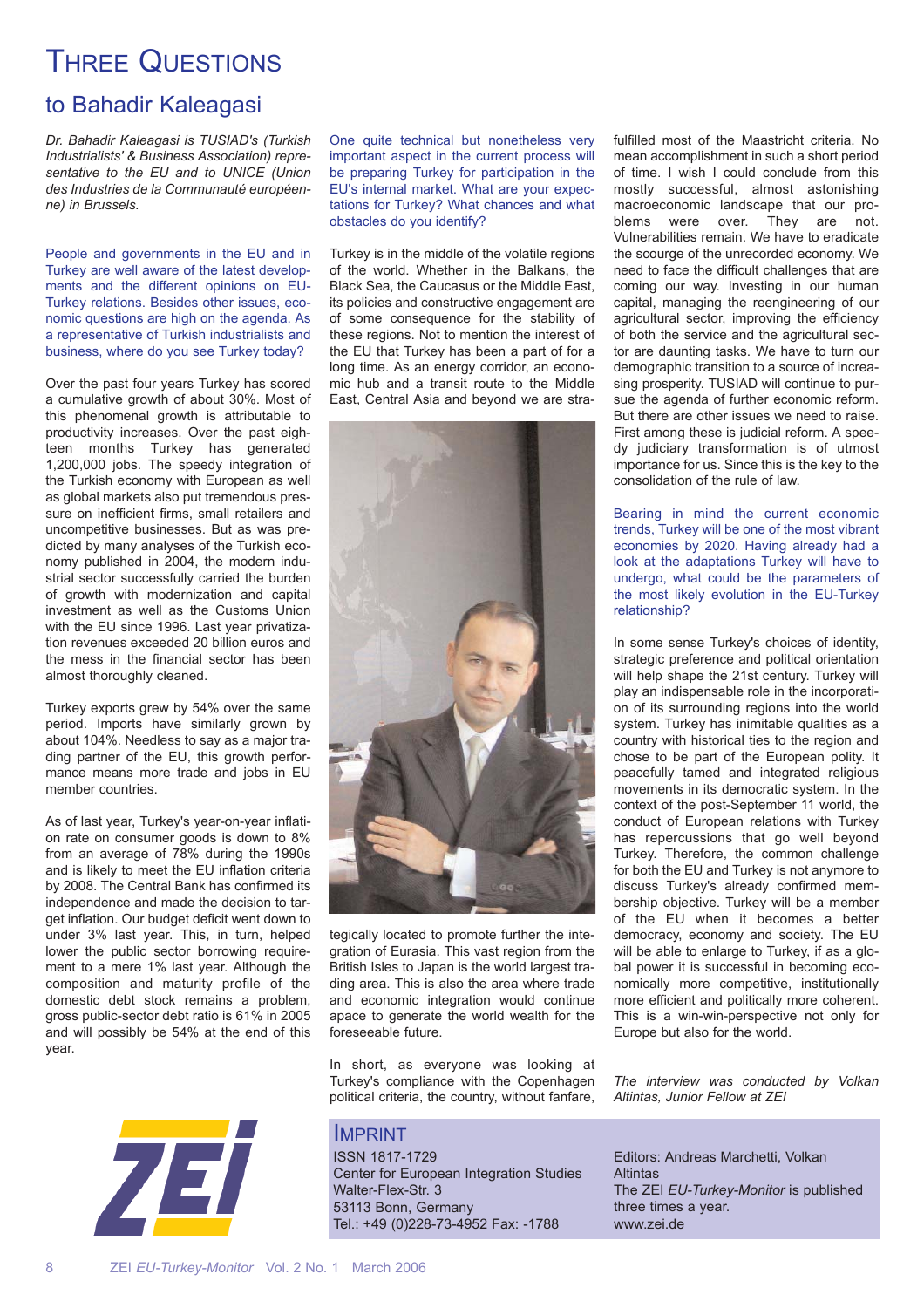# Three Questions

## to Bahadir Kaleagasi

*Dr. Bahadir Kaleagasi is TUSIAD's (Turkish Industrialists' & Business Association) representative to the EU and to UNICE (Union des Industries de la Communauté européenne) in Brussels.*

People and governments in the EU and in Turkey are well aware of the latest developments and the different opinions on EU-Turkey relations. Besides other issues, economic questions are high on the agenda. As a representative of Turkish industrialists and business, where do you see Turkey today?

Over the past four years Turkey has scored a cumulative growth of about 30%. Most of this phenomenal growth is attributable to productivity increases. Over the past eighteen months Turkey has generated 1,200,000 jobs. The speedy integration of the Turkish economy with European as well as global markets also put tremendous pressure on inefficient firms, small retailers and uncompetitive businesses. But as was predicted by many analyses of the Turkish economy published in 2004, the modern industrial sector successfully carried the burden of growth with modernization and capital investment as well as the Customs Union with the EU since 1996. Last year privatization revenues exceeded 20 billion euros and the mess in the financial sector has been almost thoroughly cleaned.

Turkey exports grew by 54% over the same period. Imports have similarly grown by about 104%. Needless to say as a major trading partner of the EU, this growth performance means more trade and jobs in EU member countries.

As of last year, Turkey's year-on-year inflation rate on consumer goods is down to 8% from an average of 78% during the 1990s and is likely to meet the EU inflation criteria by 2008. The Central Bank has confirmed its independence and made the decision to target inflation. Our budget deficit went down to under 3% last year. This, in turn, helped lower the public sector borrowing requirement to a mere 1% last year. Although the composition and maturity profile of the domestic debt stock remains a problem, gross public-sector debt ratio is 61% in 2005 and will possibly be 54% at the end of this year.

One quite technical but nonetheless very important aspect in the current process will be preparing Turkey for participation in the EU's internal market. What are your expectations for Turkey? What chances and what obstacles do you identify?

Turkey is in the middle of the volatile regions of the world. Whether in the Balkans, the Black Sea, the Caucasus or the Middle East, its policies and constructive engagement are of some consequence for the stability of these regions. Not to mention the interest of the EU that Turkey has been a part of for a long time. As an energy corridor, an economic hub and a transit route to the Middle East, Central Asia and beyond we are strategically located to promote further the integration of Eurasia. This vast region from the British Isles to Japan is the world largest trading area. This is also the area where trade and economic integration would continue apace to generate the world wealth for the foreseeable future.

In short, as everyone was looking at Turkey's compliance with the Copenhagen political criteria, the country, without fanfare, fulfilled most of the Maastricht criteria. No mean accomplishment in such a short period of time. I wish I could conclude from this mostly successful, almost astonishing macroeconomic landscape that our problems were over. They are not. Vulnerabilities remain. We have to eradicate the scourge of the unrecorded economy. We need to face the difficult challenges that are coming our way. Investing in our human capital, managing the reengineering of our agricultural sector, improving the efficiency of both the service and the agricultural sector are daunting tasks. We have to turn our demographic transition to a source of increasing prosperity. TUSIAD will continue to pursue the agenda of further economic reform. But there are other issues we need to raise. First among these is judicial reform. A speedy judiciary transformation is of utmost importance for us. Since this is the key to the consolidation of the rule of law.

Bearing in mind the current economic trends, Turkey will be one of the most vibrant economies by 2020. Having already had a look at the adaptations Turkey will have to undergo, what could be the parameters of the most likely evolution in the EU-Turkey relationship?

In some sense Turkey's choices of identity, strategic preference and political orientation will help shape the 21st century. Turkey will play an indispensable role in the incorporation of its surrounding regions into the world system. Turkey has inimitable qualities as a country with historical ties to the region and chose to be part of the European polity. It peacefully tamed and integrated religious movements in its democratic system. In the context of the post-September 11 world, the conduct of European relations with Turkey has repercussions that go well beyond Turkey. Therefore, the common challenge for both the EU and Turkey is not anymore to discuss Turkey's already confirmed membership objective. Turkey will be a member of the EU when it becomes a better democracy, economy and society. The EU will be able to enlarge to Turkey, if as a global power it is successful in becoming economically more competitive, institutionally more efficient and politically more coherent. This is a win-win-perspective not only for Europe but also for the world.

*The interview was conducted by Volkan Altintas, Junior Fellow at ZEI*

## Imprint

ISSN 1817-1729
Center for European Integration Studies
Walter-Flex-Str. 3
53113 Bonn, Germany
Tel.: +49 (0)228-73-4952 Fax: -1788

Editors: Andreas Marchetti, Volkan Altintas
The ZEI *EU-Turkey-Monitor* is published three times a year.
www.zei.de